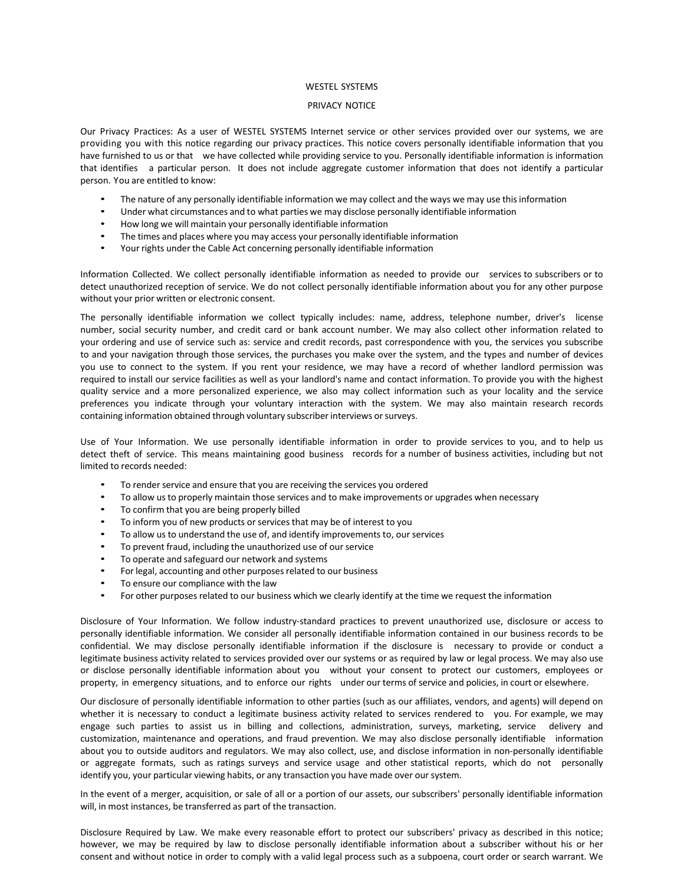# WESTEL SYSTEMS

## PRIVACY NOTICE

Our Privacy Practices: As a user of WESTEL SYSTEMS Internet service or other services provided over our systems, we are providing you with this notice regarding our privacy practices. This notice covers personally identifiable information that you have furnished to us or that we have collected while providing service to you. Personally identifiable information is information that identifies a particular person. It does not include aggregate customer information that does not identify a particular person. You are entitled to know:

- The nature of any personally identifiable information we may collect and the ways we may use this information
- Under what circumstances and to what parties we may disclose personally identifiable information
- How long we will maintain your personally identifiable information
- The times and places where you may access your personally identifiable information
- Your rights under the Cable Act concerning personally identifiable information

Information Collected. We collect personally identifiable information as needed to provide our services to subscribers or to detect unauthorized reception of service. We do not collect personally identifiable information about you for any other purpose without your prior written or electronic consent.

The personally identifiable information we collect typically includes: name, address, telephone number, driver's license number, social security number, and credit card or bank account number. We may also collect other information related to your ordering and use of service such as: service and credit records, past correspondence with you, the services you subscribe to and your navigation through those services, the purchases you make over the system, and the types and number of devices you use to connect to the system. If you rent your residence, we may have a record of whether landlord permission was required to install our service facilities as well as your landlord's name and contact information. To provide you with the highest quality service and a more personalized experience, we also may collect information such as your locality and the service preferences you indicate through your voluntary interaction with the system. We may also maintain research records containing information obtained through voluntary subscriber interviews or surveys.

Use of Your Information. We use personally identifiable information in order to provide services to you, and to help us detect theft of service. This means maintaining good business records for a number of business activities, including but not limited to records needed:

- To render service and ensure that you are receiving the services you ordered
- To allow us to properly maintain those services and to make improvements or upgrades when necessary
- To confirm that you are being properly billed
- To inform you of new products or services that may be of interest to you
- To allow us to understand the use of, and identify improvements to, our services
- To prevent fraud, including the unauthorized use of our service
- To operate and safeguard our network and systems
- For legal, accounting and other purposes related to our business
- To ensure our compliance with the law
- For other purposes related to our business which we clearly identify at the time we request the information

Disclosure of Your Information. We follow industry-standard practices to prevent unauthorized use, disclosure or access to personally identifiable information. We consider all personally identifiable information contained in our business records to be confidential. We may disclose personally identifiable information if the disclosure is necessary to provide or conduct a legitimate business activity related to services provided over our systems or as required by law or legal process. We may also use or disclose personally identifiable information about you without your consent to protect our customers, employees or property, in emergency situations, and to enforce our rights under our terms of service and policies, in court or elsewhere.

Our disclosure of personally identifiable information to other parties (such as our affiliates, vendors, and agents) will depend on whether it is necessary to conduct a legitimate business activity related to services rendered to you. For example, we may engage such parties to assist us in billing and collections, administration, surveys, marketing, service delivery and customization, maintenance and operations, and fraud prevention. We may also disclose personally identifiable information about you to outside auditors and regulators. We may also collect, use, and disclose information in non-personally identifiable or aggregate formats, such as ratings surveys and service usage and other statistical reports, which do not personally identify you, your particular viewing habits, or any transaction you have made over our system.

In the event of a merger, acquisition, or sale of all or a portion of our assets, our subscribers' personally identifiable information will, in most instances, be transferred as part of the transaction.

Disclosure Required by Law. We make every reasonable effort to protect our subscribers' privacy as described in this notice; however, we may be required by law to disclose personally identifiable information about a subscriber without his or her consent and without notice in order to comply with a valid legal process such as a subpoena, court order or search warrant. We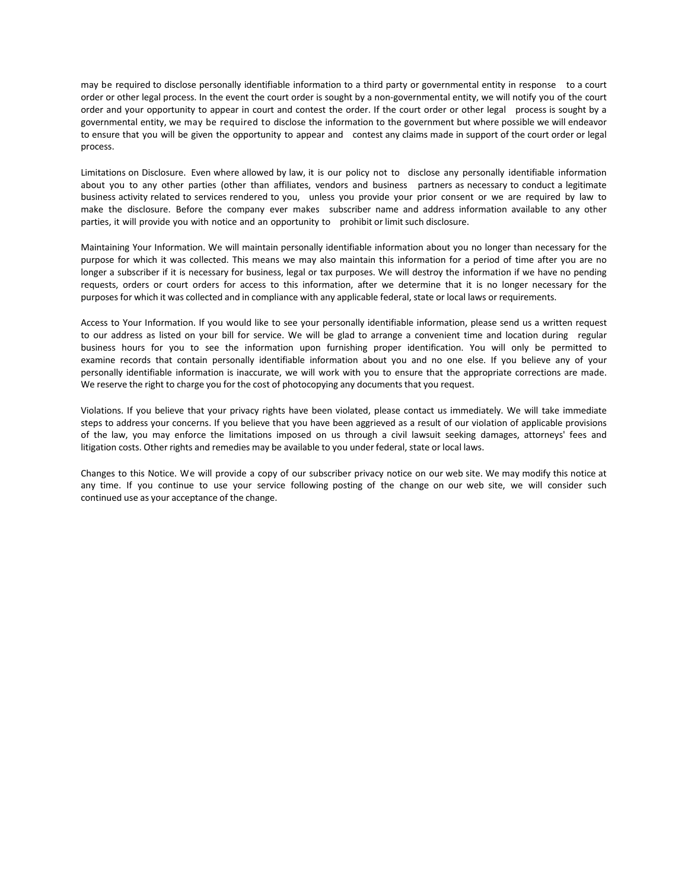may be required to disclose personally identifiable information to a third party or governmental entity in response to a court order or other legal process. In the event the court order is sought by a non-governmental entity, we will notify you of the court order and your opportunity to appear in court and contest the order. If the court order or other legal process is sought by a governmental entity, we may be required to disclose the information to the government but where possible we will endeavor to ensure that you will be given the opportunity to appear and contest any claims made in support of the court order or legal process.

Limitations on Disclosure. Even where allowed by law, it is our policy not to disclose any personally identifiable information about you to any other parties (other than affiliates, vendors and business partners as necessary to conduct a legitimate business activity related to services rendered to you, unless you provide your prior consent or we are required by law to make the disclosure. Before the company ever makes subscriber name and address information available to any other parties, it will provide you with notice and an opportunity to prohibit or limit such disclosure.

Maintaining Your Information. We will maintain personally identifiable information about you no longer than necessary for the purpose for which it was collected. This means we may also maintain this information for a period of time after you are no longer a subscriber if it is necessary for business, legal or tax purposes. We will destroy the information if we have no pending requests, orders or court orders for access to this information, after we determine that it is no longer necessary for the purposes for which it was collected and in compliance with any applicable federal, state or local laws or requirements.

Access to Your Information. If you would like to see your personally identifiable information, please send us a written request to our address as listed on your bill for service. We will be glad to arrange a convenient time and location during regular business hours for you to see the information upon furnishing proper identification. You will only be permitted to examine records that contain personally identifiable information about you and no one else. If you believe any of your personally identifiable information is inaccurate, we will work with you to ensure that the appropriate corrections are made. We reserve the right to charge you for the cost of photocopying any documents that you request.

Violations. If you believe that your privacy rights have been violated, please contact us immediately. We will take immediate steps to address your concerns. If you believe that you have been aggrieved as a result of our violation of applicable provisions of the law, you may enforce the limitations imposed on us through a civil lawsuit seeking damages, attorneys' fees and litigation costs. Other rights and remedies may be available to you under federal, state or local laws.

Changes to this Notice. We will provide a copy of our subscriber privacy notice on our web site. We may modify this notice at any time. If you continue to use your service following posting of the change on our web site, we will consider such continued use as your acceptance of the change.